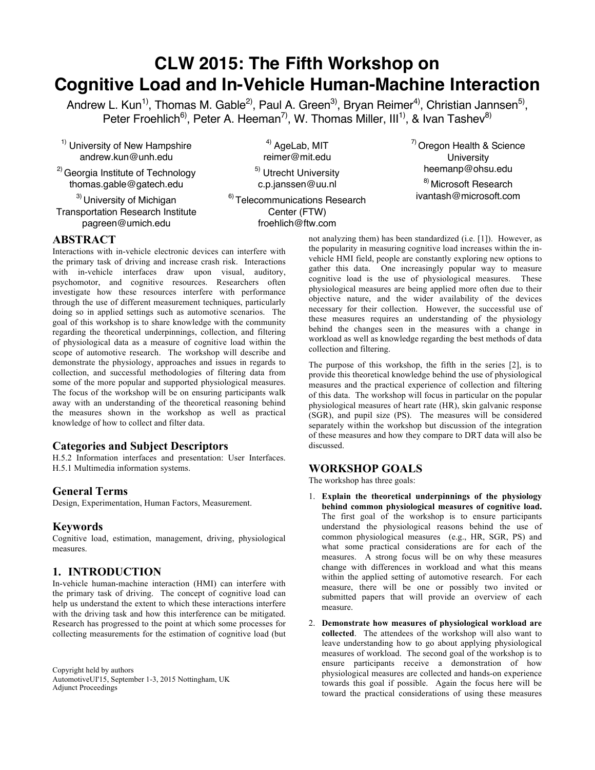# CLW 2015: The Fifth Workshop on Cognitive Load and In-Vehicle Human-Machine Interaction

Andrew L. Kun[1], Thomas M. Gable[2], Paul A. Green[3], Bryan Reimer[4], Christian Jannsen[5], Peter Froehlich[6], Peter A. Heeman[7], W. Thomas Miller, III[1], & Ivan Tashev[8]

[1] University of New Hampshire
andrew.kun@unh.edu

[2] Georgia Institute of Technology
thomas.gable@gatech.edu

[3] University of Michigan Transportation Research Institute
pagreen@umich.edu

[4] AgeLab, MIT
reimer@mit.edu

[5] Utrecht University
c.p.janssen@uu.nl

[6] Telecommunications Research Center (FTW)
froehlich@ftw.com

[7] Oregon Health & Science University
heemanp@ohsu.edu

[8] Microsoft Research
ivantash@microsoft.com

## ABSTRACT

Interactions with in-vehicle electronic devices can interfere with the primary task of driving and increase crash risk. Interactions with in-vehicle interfaces draw upon visual, auditory, psychomotor, and cognitive resources. Researchers often investigate how these resources interfere with performance through the use of different measurement techniques, particularly doing so in applied settings such as automotive scenarios. The goal of this workshop is to share knowledge with the community regarding the theoretical underpinnings, collection, and filtering of physiological data as a measure of cognitive load within the scope of automotive research. The workshop will describe and demonstrate the physiology, approaches and issues in regards to collection, and successful methodologies of filtering data from some of the more popular and supported physiological measures. The focus of the workshop will be on ensuring participants walk away with an understanding of the theoretical reasoning behind the measures shown in the workshop as well as practical knowledge of how to collect and filter data.

### Categories and Subject Descriptors

H.5.2 Information interfaces and presentation: User Interfaces. H.5.1 Multimedia information systems.

### General Terms

Design, Experimentation, Human Factors, Measurement.

### Keywords

Cognitive load, estimation, management, driving, physiological measures.

## 1. INTRODUCTION

In-vehicle human-machine interaction (HMI) can interfere with the primary task of driving. The concept of cognitive load can help us understand the extent to which these interactions interfere with the driving task and how this interference can be mitigated. Research has progressed to the point at which some processes for collecting measurements for the estimation of cognitive load (but not analyzing them) has been standardized (i.e. [1]). However, as the popularity in measuring cognitive load increases within the in-vehicle HMI field, people are constantly exploring new options to gather this data. One increasingly popular way to measure cognitive load is the use of physiological measures. These physiological measures are being applied more often due to their objective nature, and the wider availability of the devices necessary for their collection. However, the successful use of these measures requires an understanding of the physiology behind the changes seen in the measures with a change in workload as well as knowledge regarding the best methods of data collection and filtering.

The purpose of this workshop, the fifth in the series [2], is to provide this theoretical knowledge behind the use of physiological measures and the practical experience of collection and filtering of this data. The workshop will focus in particular on the popular physiological measures of heart rate (HR), skin galvanic response (SGR), and pupil size (PS). The measures will be considered separately within the workshop but discussion of the integration of these measures and how they compare to DRT data will also be discussed.

Copyright held by authors
AutomotiveUI'15, September 1-3, 2015 Nottingham, UK
Adjunct Proceedings

## WORKSHOP GOALS

The workshop has three goals:

1. **Explain the theoretical underpinnings of the physiology behind common physiological measures of cognitive load.** The first goal of the workshop is to ensure participants understand the physiological reasons behind the use of common physiological measures (e.g., HR, SGR, PS) and what some practical considerations are for each of the measures. A strong focus will be on why these measures change with differences in workload and what this means within the applied setting of automotive research. For each measure, there will be one or possibly two invited or submitted papers that will provide an overview of each measure.
2. **Demonstrate how measures of physiological workload are collected**. The attendees of the workshop will also want to leave understanding how to go about applying physiological measures of workload. The second goal of the workshop is to ensure participants receive a demonstration of how physiological measures are collected and hands-on experience towards this goal if possible. Again the focus here will be toward the practical considerations of using these measures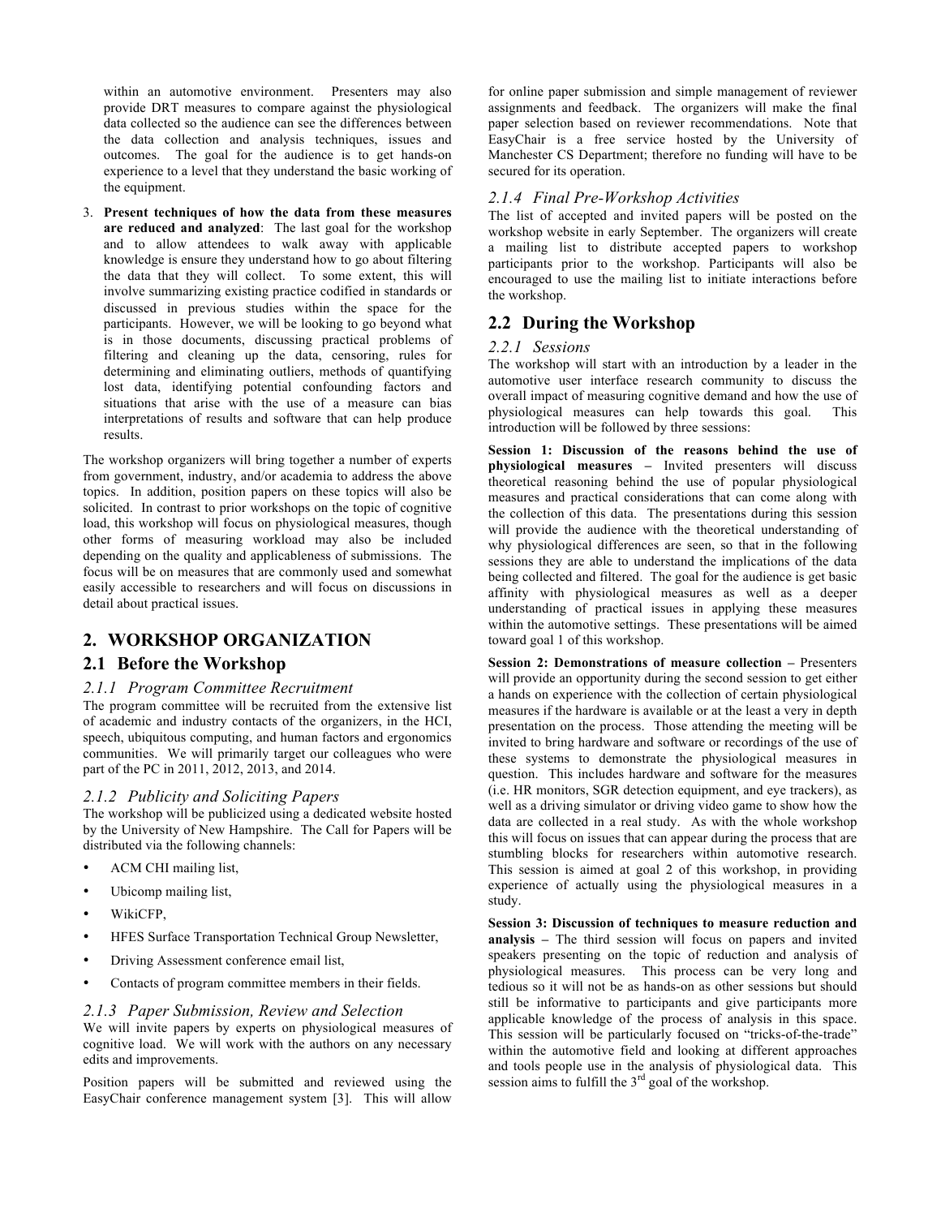within an automotive environment. Presenters may also provide DRT measures to compare against the physiological data collected so the audience can see the differences between the data collection and analysis techniques, issues and outcomes. The goal for the audience is to get hands-on experience to a level that they understand the basic working of the equipment.

3. **Present techniques of how the data from these measures are reduced and analyzed**: The last goal for the workshop and to allow attendees to walk away with applicable knowledge is ensure they understand how to go about filtering the data that they will collect. To some extent, this will involve summarizing existing practice codified in standards or discussed in previous studies within the space for the participants. However, we will be looking to go beyond what is in those documents, discussing practical problems of filtering and cleaning up the data, censoring, rules for determining and eliminating outliers, methods of quantifying lost data, identifying potential confounding factors and situations that arise with the use of a measure can bias interpretations of results and software that can help produce results.

The workshop organizers will bring together a number of experts from government, industry, and/or academia to address the above topics. In addition, position papers on these topics will also be solicited. In contrast to prior workshops on the topic of cognitive load, this workshop will focus on physiological measures, though other forms of measuring workload may also be included depending on the quality and applicableness of submissions. The focus will be on measures that are commonly used and somewhat easily accessible to researchers and will focus on discussions in detail about practical issues.

## 2. WORKSHOP ORGANIZATION

### 2.1 Before the Workshop

#### *2.1.1 Program Committee Recruitment*

The program committee will be recruited from the extensive list of academic and industry contacts of the organizers, in the HCI, speech, ubiquitous computing, and human factors and ergonomics communities. We will primarily target our colleagues who were part of the PC in 2011, 2012, 2013, and 2014.

#### *2.1.2 Publicity and Soliciting Papers*

The workshop will be publicized using a dedicated website hosted by the University of New Hampshire. The Call for Papers will be distributed via the following channels:

- ACM CHI mailing list,
- Ubicomp mailing list,
- WikiCFP,
- HFES Surface Transportation Technical Group Newsletter,
- Driving Assessment conference email list,
- Contacts of program committee members in their fields.

#### *2.1.3 Paper Submission, Review and Selection*

We will invite papers by experts on physiological measures of cognitive load. We will work with the authors on any necessary edits and improvements.

Position papers will be submitted and reviewed using the EasyChair conference management system [3]. This will allow for online paper submission and simple management of reviewer assignments and feedback. The organizers will make the final paper selection based on reviewer recommendations. Note that EasyChair is a free service hosted by the University of Manchester CS Department; therefore no funding will have to be secured for its operation.

#### *2.1.4 Final Pre-Workshop Activities*

The list of accepted and invited papers will be posted on the workshop website in early September. The organizers will create a mailing list to distribute accepted papers to workshop participants prior to the workshop. Participants will also be encouraged to use the mailing list to initiate interactions before the workshop.

### 2.2 During the Workshop

#### *2.2.1 Sessions*

The workshop will start with an introduction by a leader in the automotive user interface research community to discuss the overall impact of measuring cognitive demand and how the use of physiological measures can help towards this goal. This introduction will be followed by three sessions:

**Session 1: Discussion of the reasons behind the use of physiological measures –** Invited presenters will discuss theoretical reasoning behind the use of popular physiological measures and practical considerations that can come along with the collection of this data. The presentations during this session will provide the audience with the theoretical understanding of why physiological differences are seen, so that in the following sessions they are able to understand the implications of the data being collected and filtered. The goal for the audience is get basic affinity with physiological measures as well as a deeper understanding of practical issues in applying these measures within the automotive settings. These presentations will be aimed toward goal 1 of this workshop.

**Session 2: Demonstrations of measure collection –** Presenters will provide an opportunity during the second session to get either a hands on experience with the collection of certain physiological measures if the hardware is available or at the least a very in depth presentation on the process. Those attending the meeting will be invited to bring hardware and software or recordings of the use of these systems to demonstrate the physiological measures in question. This includes hardware and software for the measures (i.e. HR monitors, SGR detection equipment, and eye trackers), as well as a driving simulator or driving video game to show how the data are collected in a real study. As with the whole workshop this will focus on issues that can appear during the process that are stumbling blocks for researchers within automotive research. This session is aimed at goal 2 of this workshop, in providing experience of actually using the physiological measures in a study.

**Session 3: Discussion of techniques to measure reduction and analysis –** The third session will focus on papers and invited speakers presenting on the topic of reduction and analysis of physiological measures. This process can be very long and tedious so it will not be as hands-on as other sessions but should still be informative to participants and give participants more applicable knowledge of the process of analysis in this space. This session will be particularly focused on "tricks-of-the-trade" within the automotive field and looking at different approaches and tools people use in the analysis of physiological data. This session aims to fulfill the 3rd goal of the workshop.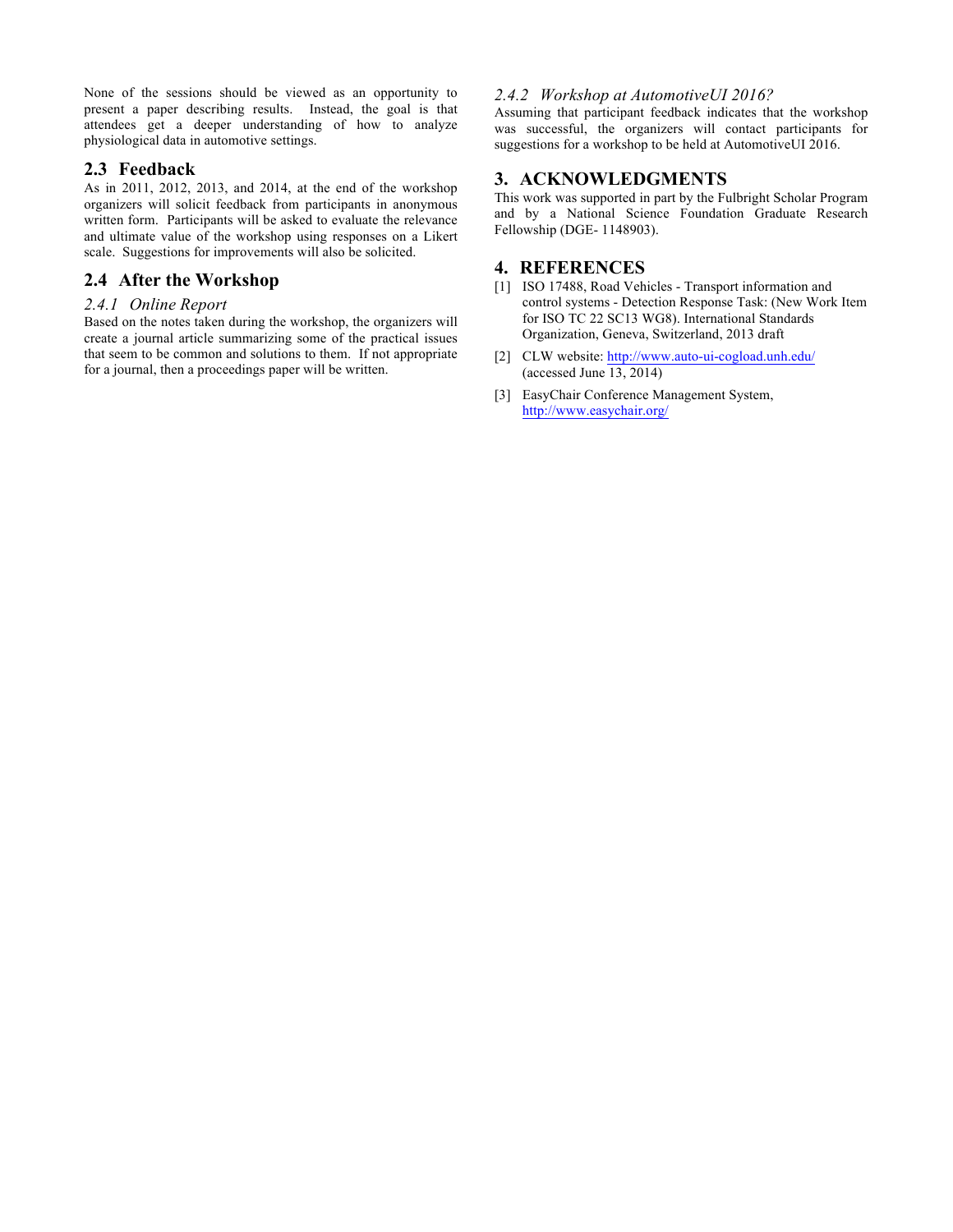None of the sessions should be viewed as an opportunity to present a paper describing results. Instead, the goal is that attendees get a deeper understanding of how to analyze physiological data in automotive settings.

## 2.3 Feedback

As in 2011, 2012, 2013, and 2014, at the end of the workshop organizers will solicit feedback from participants in anonymous written form. Participants will be asked to evaluate the relevance and ultimate value of the workshop using responses on a Likert scale. Suggestions for improvements will also be solicited.

## 2.4 After the Workshop

### *2.4.1 Online Report*

Based on the notes taken during the workshop, the organizers will create a journal article summarizing some of the practical issues that seem to be common and solutions to them. If not appropriate for a journal, then a proceedings paper will be written.

### *2.4.2 Workshop at AutomotiveUI 2016?*

Assuming that participant feedback indicates that the workshop was successful, the organizers will contact participants for suggestions for a workshop to be held at AutomotiveUI 2016.

# 3. ACKNOWLEDGMENTS

This work was supported in part by the Fulbright Scholar Program and by a National Science Foundation Graduate Research Fellowship (DGE- 1148903).

# 4. REFERENCES

[1] ISO 17488, Road Vehicles - Transport information and control systems - Detection Response Task: (New Work Item for ISO TC 22 SC13 WG8). International Standards Organization, Geneva, Switzerland, 2013 draft

[2] CLW website: http://www.auto-ui-cogload.unh.edu/ (accessed June 13, 2014)

[3] EasyChair Conference Management System, http://www.easychair.org/